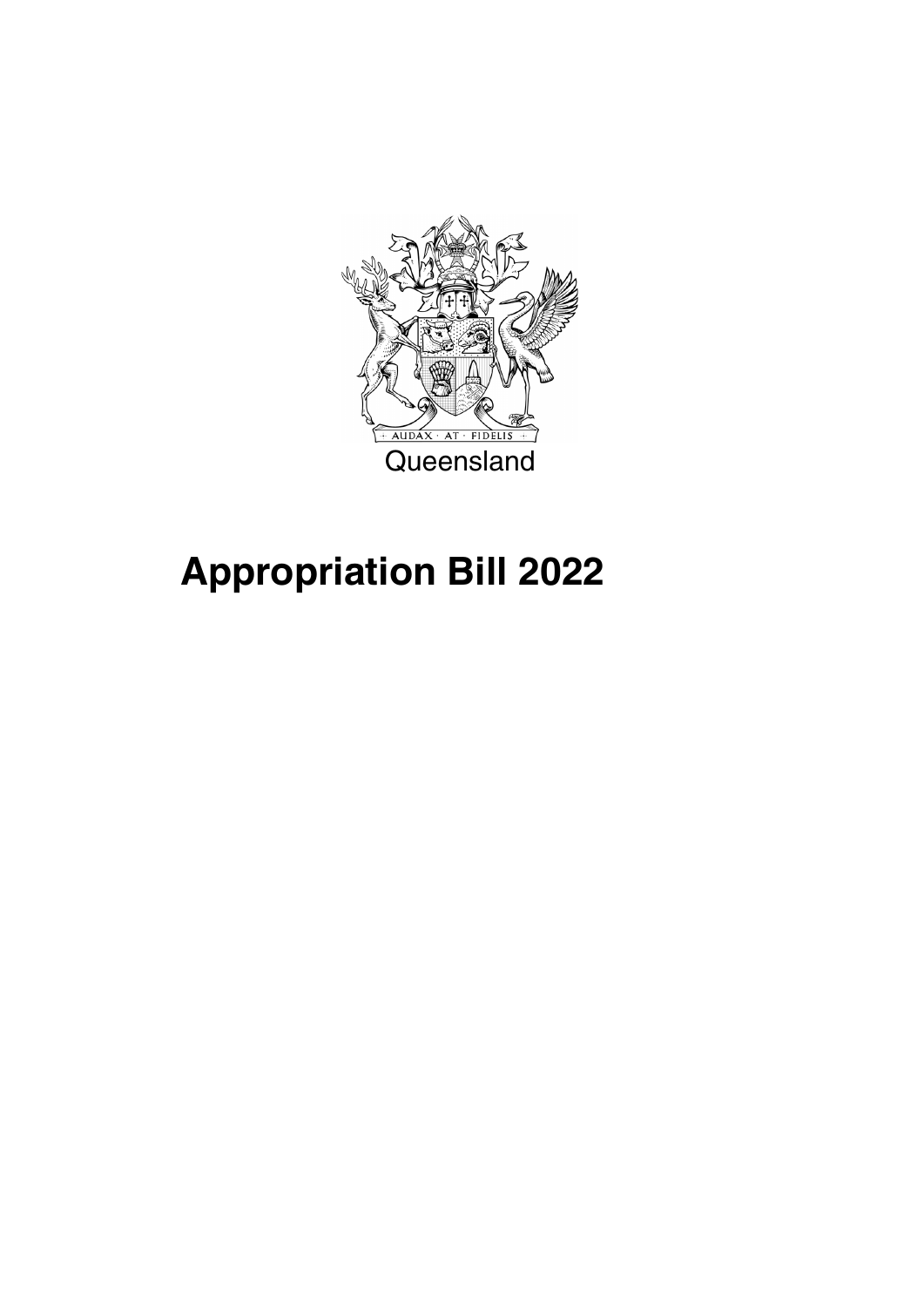AUDAX · AT · FIDELIS

Queensland

# Appropriation Bill 2022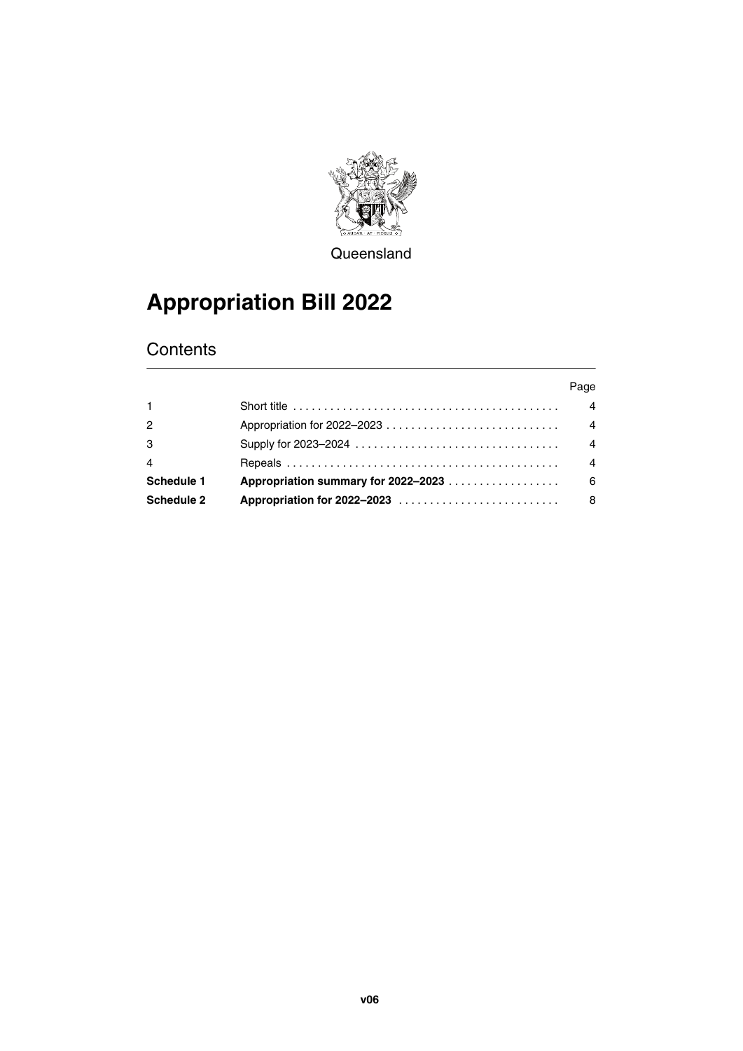Queensland

# Appropriation Bill 2022

## Contents

| | | Page |
|---|---|---|
| 1 | Short title | 4 |
| 2 | Appropriation for 2022–2023 | 4 |
| 3 | Supply for 2023–2024 | 4 |
| 4 | Repeals | 4 |
| **Schedule 1** | **Appropriation summary for 2022–2023** | 6 |
| **Schedule 2** | **Appropriation for 2022–2023** | 8 |

v06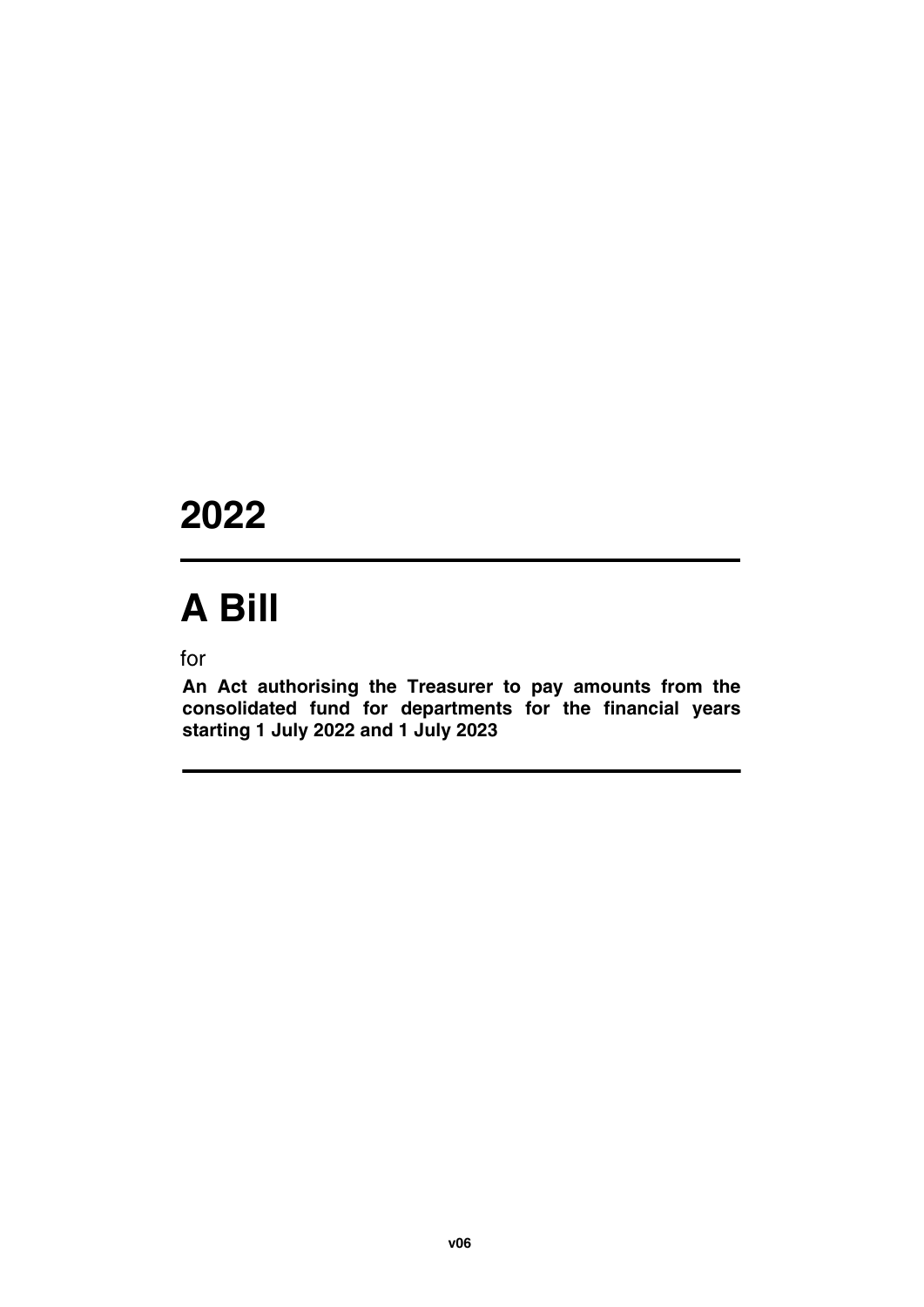# 2022

# A Bill

for

**An Act authorising the Treasurer to pay amounts from the consolidated fund for departments for the financial years starting 1 July 2022 and 1 July 2023**

**v06**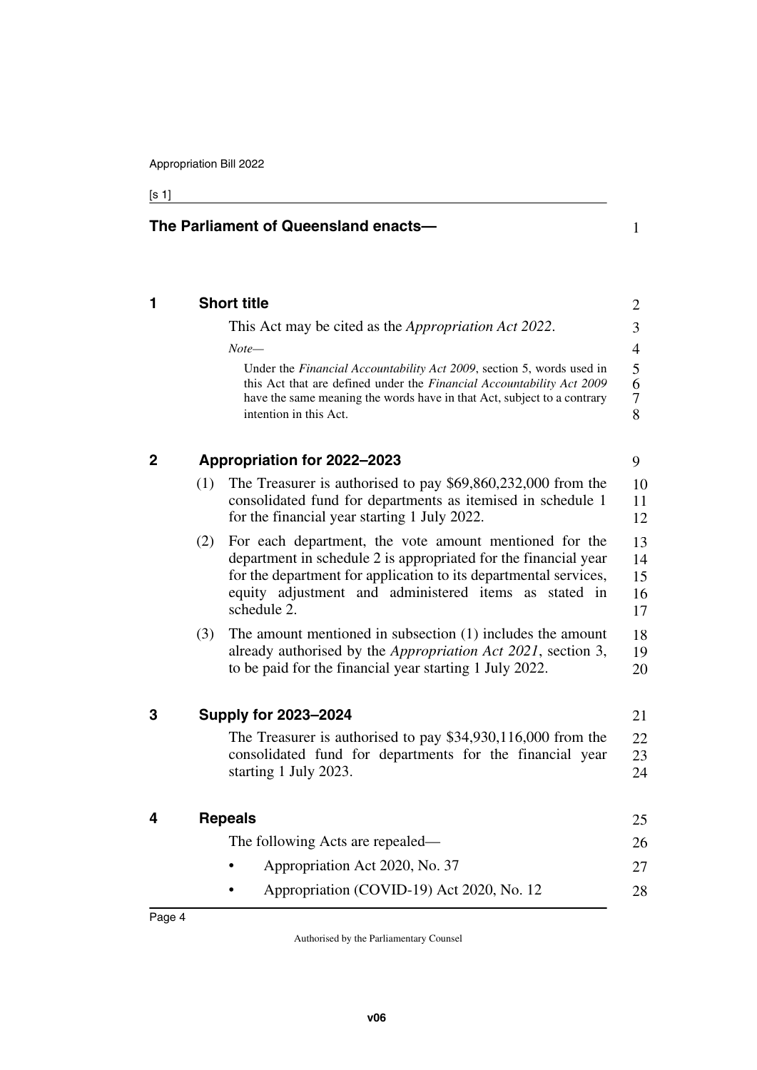**The Parliament of Queensland enacts—**

## 1 Short title

This Act may be cited as the *Appropriation Act 2022*.

*Note—*

Under the *Financial Accountability Act 2009*, section 5, words used in this Act that are defined under the *Financial Accountability Act 2009* have the same meaning the words have in that Act, subject to a contrary intention in this Act.

## 2 Appropriation for 2022–2023

(1) The Treasurer is authorised to pay $69,860,232,000 from the consolidated fund for departments as itemised in schedule 1 for the financial year starting 1 July 2022.

(2) For each department, the vote amount mentioned for the department in schedule 2 is appropriated for the financial year for the department for application to its departmental services, equity adjustment and administered items as stated in schedule 2.

(3) The amount mentioned in subsection (1) includes the amount already authorised by the *Appropriation Act 2021*, section 3, to be paid for the financial year starting 1 July 2022.

## 3 Supply for 2023–2024

The Treasurer is authorised to pay $34,930,116,000 from the consolidated fund for departments for the financial year starting 1 July 2023.

## 4 Repeals

The following Acts are repealed—

- Appropriation Act 2020, No. 37
- Appropriation (COVID-19) Act 2020, No. 12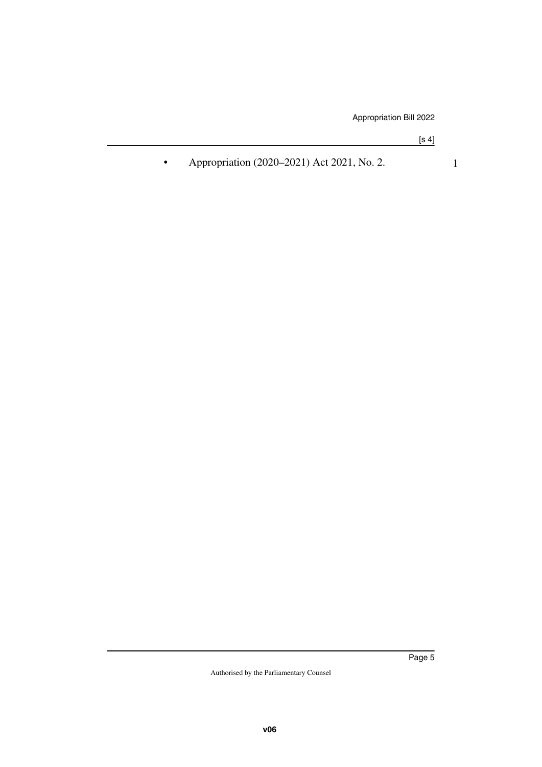- Appropriation (2020–2021) Act 2021, No. 2.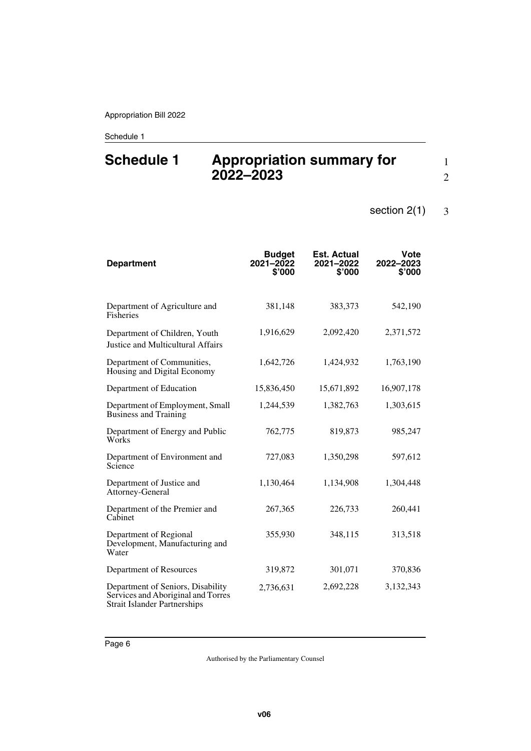# Schedule 1 Appropriation summary for 2022–2023

section 2(1)

| Department | Budget 2021–2022 $'000 | Est. Actual 2021–2022 $'000 | Vote 2022–2023 $'000 |
|---|---|---|---|
| Department of Agriculture and Fisheries | 381,148 | 383,373 | 542,190 |
| Department of Children, Youth Justice and Multicultural Affairs | 1,916,629 | 2,092,420 | 2,371,572 |
| Department of Communities, Housing and Digital Economy | 1,642,726 | 1,424,932 | 1,763,190 |
| Department of Education | 15,836,450 | 15,671,892 | 16,907,178 |
| Department of Employment, Small Business and Training | 1,244,539 | 1,382,763 | 1,303,615 |
| Department of Energy and Public Works | 762,775 | 819,873 | 985,247 |
| Department of Environment and Science | 727,083 | 1,350,298 | 597,612 |
| Department of Justice and Attorney-General | 1,130,464 | 1,134,908 | 1,304,448 |
| Department of the Premier and Cabinet | 267,365 | 226,733 | 260,441 |
| Department of Regional Development, Manufacturing and Water | 355,930 | 348,115 | 313,518 |
| Department of Resources | 319,872 | 301,071 | 370,836 |
| Department of Seniors, Disability Services and Aboriginal and Torres Strait Islander Partnerships | 2,736,631 | 2,692,228 | 3,132,343 |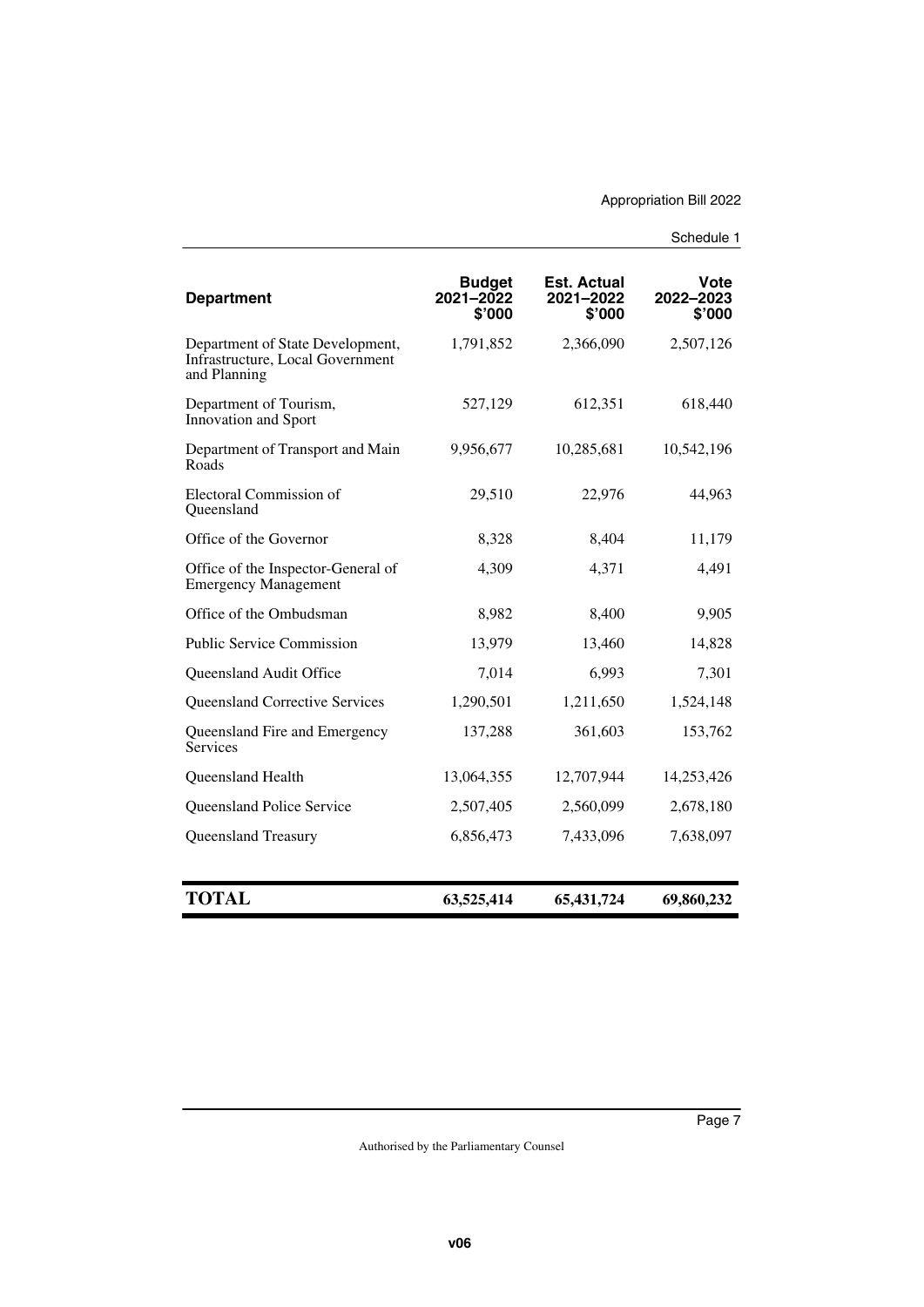| Department | Budget 2021–2022 $'000 | Est. Actual 2021–2022 $'000 | Vote 2022–2023 $'000 |
|---|---|---|---|
| Department of State Development, Infrastructure, Local Government and Planning | 1,791,852 | 2,366,090 | 2,507,126 |
| Department of Tourism, Innovation and Sport | 527,129 | 612,351 | 618,440 |
| Department of Transport and Main Roads | 9,956,677 | 10,285,681 | 10,542,196 |
| Electoral Commission of Queensland | 29,510 | 22,976 | 44,963 |
| Office of the Governor | 8,328 | 8,404 | 11,179 |
| Office of the Inspector-General of Emergency Management | 4,309 | 4,371 | 4,491 |
| Office of the Ombudsman | 8,982 | 8,400 | 9,905 |
| Public Service Commission | 13,979 | 13,460 | 14,828 |
| Queensland Audit Office | 7,014 | 6,993 | 7,301 |
| Queensland Corrective Services | 1,290,501 | 1,211,650 | 1,524,148 |
| Queensland Fire and Emergency Services | 137,288 | 361,603 | 153,762 |
| Queensland Health | 13,064,355 | 12,707,944 | 14,253,426 |
| Queensland Police Service | 2,507,405 | 2,560,099 | 2,678,180 |
| Queensland Treasury | 6,856,473 | 7,433,096 | 7,638,097 |
| **TOTAL** | **63,525,414** | **65,431,724** | **69,860,232** |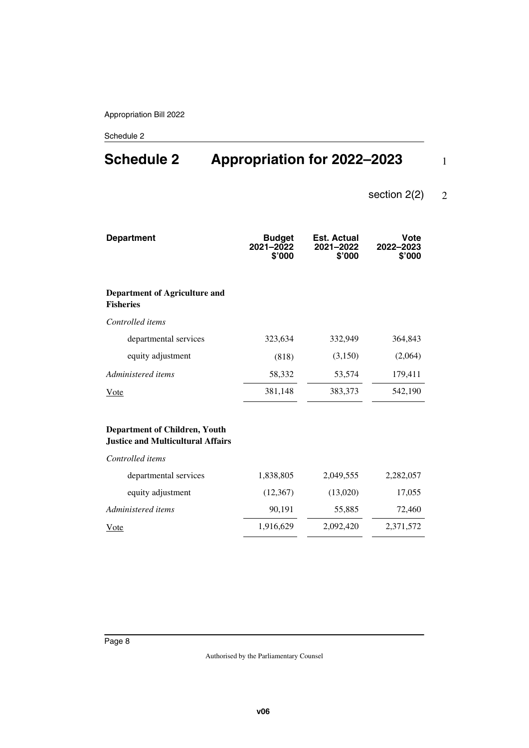# Schedule 2 Appropriation for 2022–2023

section 2(2)

| Department | Budget 2021–2022 $'000 | Est. Actual 2021–2022 $'000 | Vote 2022–2023 $'000 |
|---|---|---|---|
| **Department of Agriculture and Fisheries** | | | |
| *Controlled items* | | | |
| departmental services | 323,634 | 332,949 | 364,843 |
| equity adjustment | (818) | (3,150) | (2,064) |
| *Administered items* | 58,332 | 53,574 | 179,411 |
| Vote | 381,148 | 383,373 | 542,190 |
| **Department of Children, Youth Justice and Multicultural Affairs** | | | |
| *Controlled items* | | | |
| departmental services | 1,838,805 | 2,049,555 | 2,282,057 |
| equity adjustment | (12,367) | (13,020) | 17,055 |
| *Administered items* | 90,191 | 55,885 | 72,460 |
| Vote | 1,916,629 | 2,092,420 | 2,371,572 |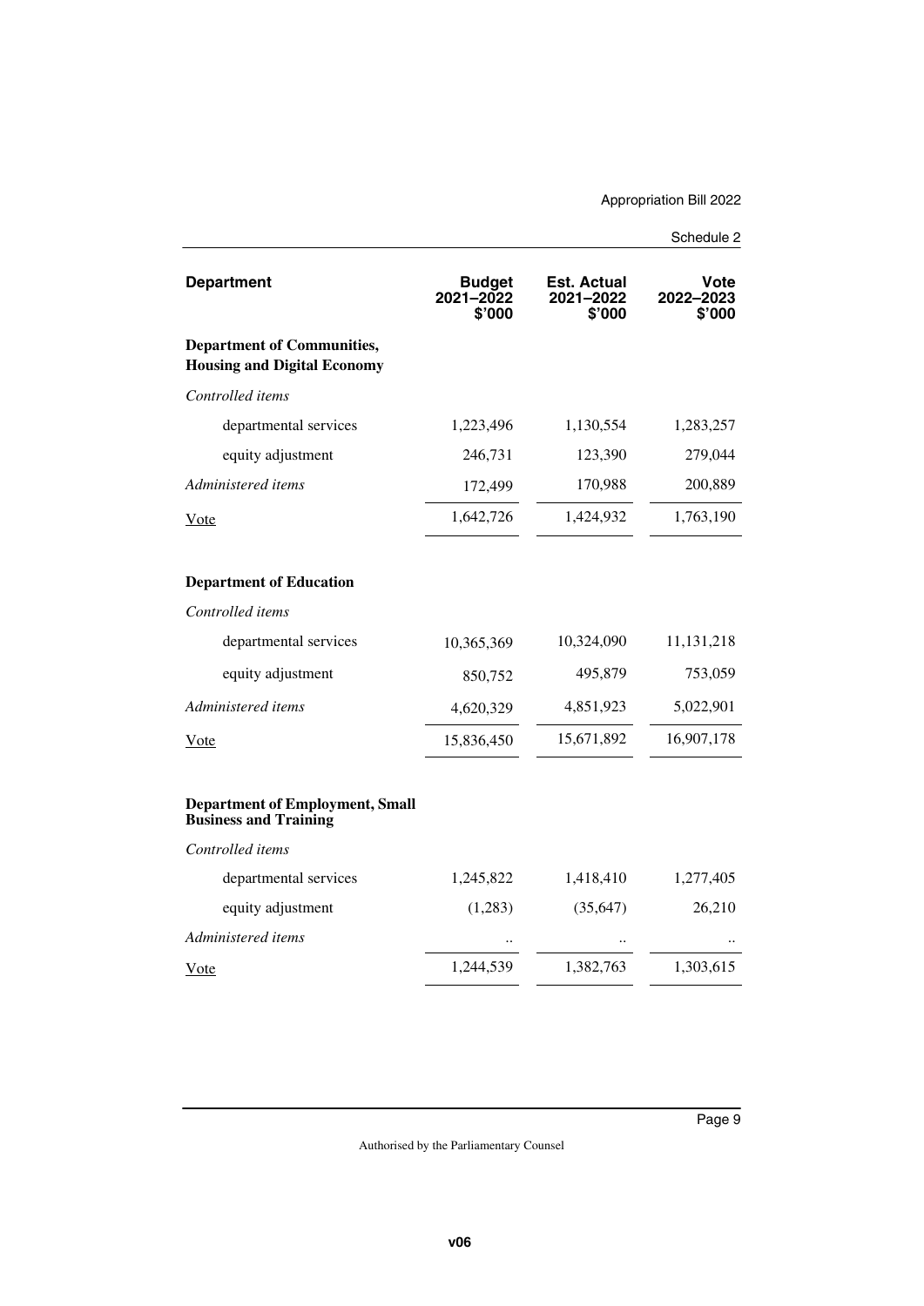| Department | Budget 2021–2022 $'000 | Est. Actual 2021–2022 $'000 | Vote 2022–2023 $'000 |
|---|---|---|---|
| **Department of Communities, Housing and Digital Economy** | | | |
| *Controlled items* | | | |
| departmental services | 1,223,496 | 1,130,554 | 1,283,257 |
| equity adjustment | 246,731 | 123,390 | 279,044 |
| *Administered items* | 172,499 | 170,988 | 200,889 |
| Vote | 1,642,726 | 1,424,932 | 1,763,190 |
| **Department of Education** | | | |
| *Controlled items* | | | |
| departmental services | 10,365,369 | 10,324,090 | 11,131,218 |
| equity adjustment | 850,752 | 495,879 | 753,059 |
| *Administered items* | 4,620,329 | 4,851,923 | 5,022,901 |
| Vote | 15,836,450 | 15,671,892 | 16,907,178 |
| **Department of Employment, Small Business and Training** | | | |
| *Controlled items* | | | |
| departmental services | 1,245,822 | 1,418,410 | 1,277,405 |
| equity adjustment | (1,283) | (35,647) | 26,210 |
| *Administered items* | .. | .. | .. |
| Vote | 1,244,539 | 1,382,763 | 1,303,615 |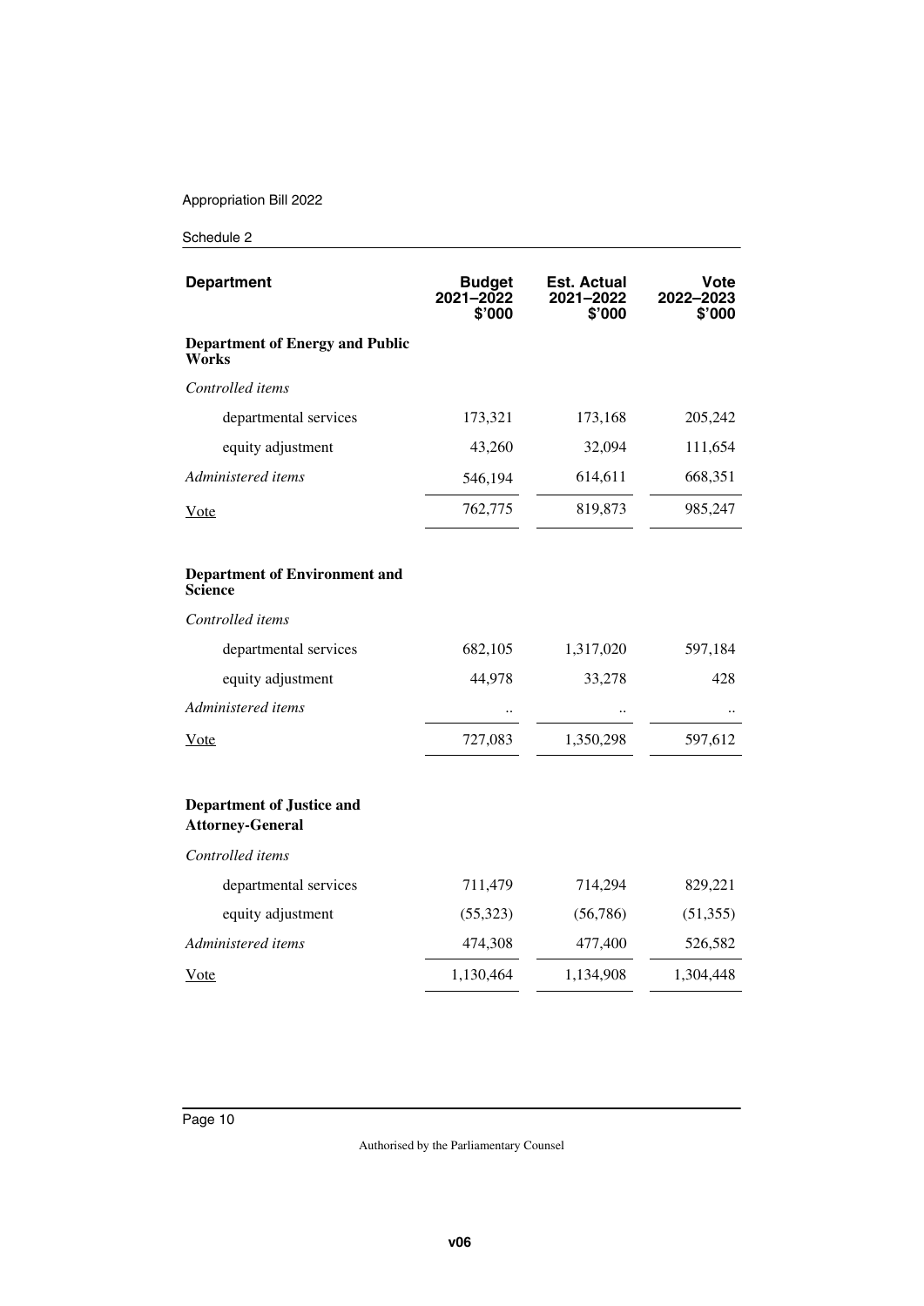| Department | Budget 2021–2022 $'000 | Est. Actual 2021–2022 $'000 | Vote 2022–2023 $'000 |
|---|---|---|---|
| **Department of Energy and Public Works** | | | |
| *Controlled items* | | | |
| departmental services | 173,321 | 173,168 | 205,242 |
| equity adjustment | 43,260 | 32,094 | 111,654 |
| *Administered items* | 546,194 | 614,611 | 668,351 |
| Vote | 762,775 | 819,873 | 985,247 |
| **Department of Environment and Science** | | | |
| *Controlled items* | | | |
| departmental services | 682,105 | 1,317,020 | 597,184 |
| equity adjustment | 44,978 | 33,278 | 428 |
| *Administered items* | .. | .. | .. |
| Vote | 727,083 | 1,350,298 | 597,612 |
| **Department of Justice and Attorney-General** | | | |
| *Controlled items* | | | |
| departmental services | 711,479 | 714,294 | 829,221 |
| equity adjustment | (55,323) | (56,786) | (51,355) |
| *Administered items* | 474,308 | 477,400 | 526,582 |
| Vote | 1,130,464 | 1,134,908 | 1,304,448 |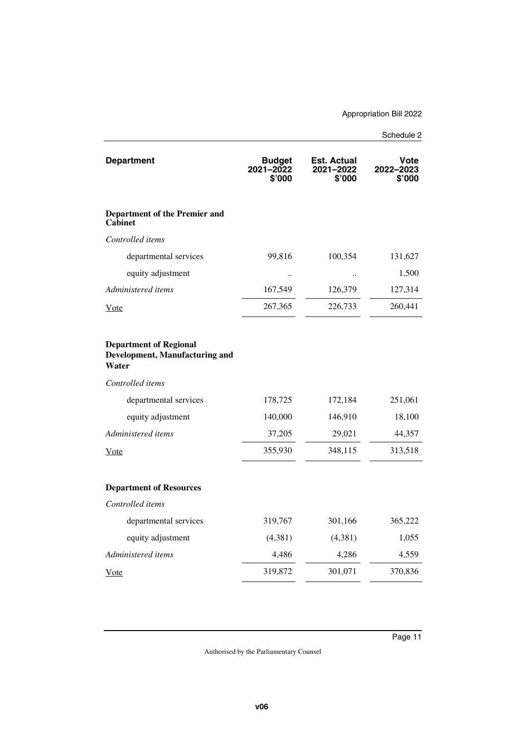| Department | Budget 2021–2022 $'000 | Est. Actual 2021–2022 $'000 | Vote 2022–2023 $'000 |
|---|---|---|---|
| **Department of the Premier and Cabinet** | | | |
| *Controlled items* | | | |
| departmental services | 99,816 | 100,354 | 131,627 |
| equity adjustment | .. | .. | 1,500 |
| *Administered items* | 167,549 | 126,379 | 127,314 |
| Vote | 267,365 | 226,733 | 260,441 |
| **Department of Regional Development, Manufacturing and Water** | | | |
| *Controlled items* | | | |
| departmental services | 178,725 | 172,184 | 251,061 |
| equity adjustment | 140,000 | 146,910 | 18,100 |
| *Administered items* | 37,205 | 29,021 | 44,357 |
| Vote | 355,930 | 348,115 | 313,518 |
| **Department of Resources** | | | |
| *Controlled items* | | | |
| departmental services | 319,767 | 301,166 | 365,222 |
| equity adjustment | (4,381) | (4,381) | 1,055 |
| *Administered items* | 4,486 | 4,286 | 4,559 |
| Vote | 319,872 | 301,071 | 370,836 |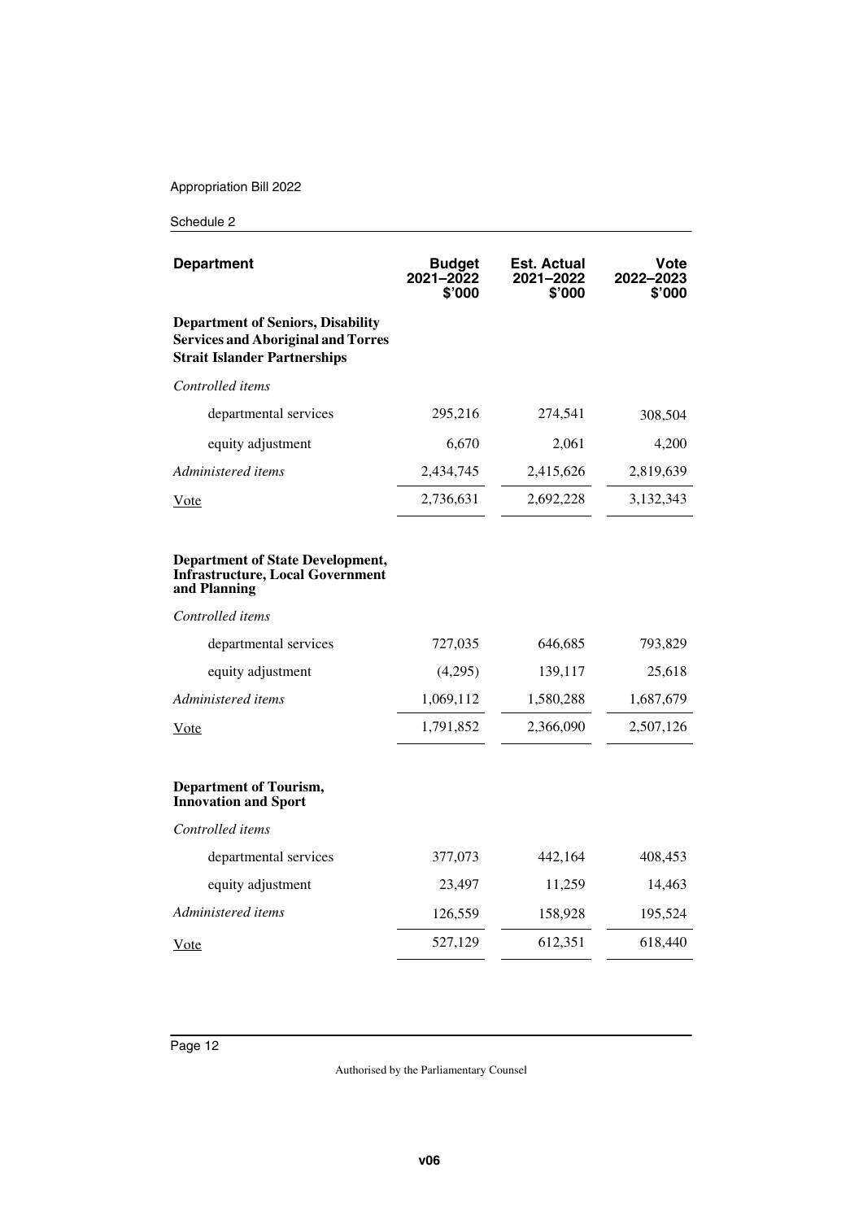| Department | Budget 2021–2022 $'000 | Est. Actual 2021–2022 $'000 | Vote 2022–2023 $'000 |
|---|---|---|---|
| **Department of Seniors, Disability Services and Aboriginal and Torres Strait Islander Partnerships** | | | |
| *Controlled items* | | | |
| departmental services | 295,216 | 274,541 | 308,504 |
| equity adjustment | 6,670 | 2,061 | 4,200 |
| *Administered items* | 2,434,745 | 2,415,626 | 2,819,639 |
| Vote | 2,736,631 | 2,692,228 | 3,132,343 |
| **Department of State Development, Infrastructure, Local Government and Planning** | | | |
| *Controlled items* | | | |
| departmental services | 727,035 | 646,685 | 793,829 |
| equity adjustment | (4,295) | 139,117 | 25,618 |
| *Administered items* | 1,069,112 | 1,580,288 | 1,687,679 |
| Vote | 1,791,852 | 2,366,090 | 2,507,126 |
| **Department of Tourism, Innovation and Sport** | | | |
| *Controlled items* | | | |
| departmental services | 377,073 | 442,164 | 408,453 |
| equity adjustment | 23,497 | 11,259 | 14,463 |
| *Administered items* | 126,559 | 158,928 | 195,524 |
| Vote | 527,129 | 612,351 | 618,440 |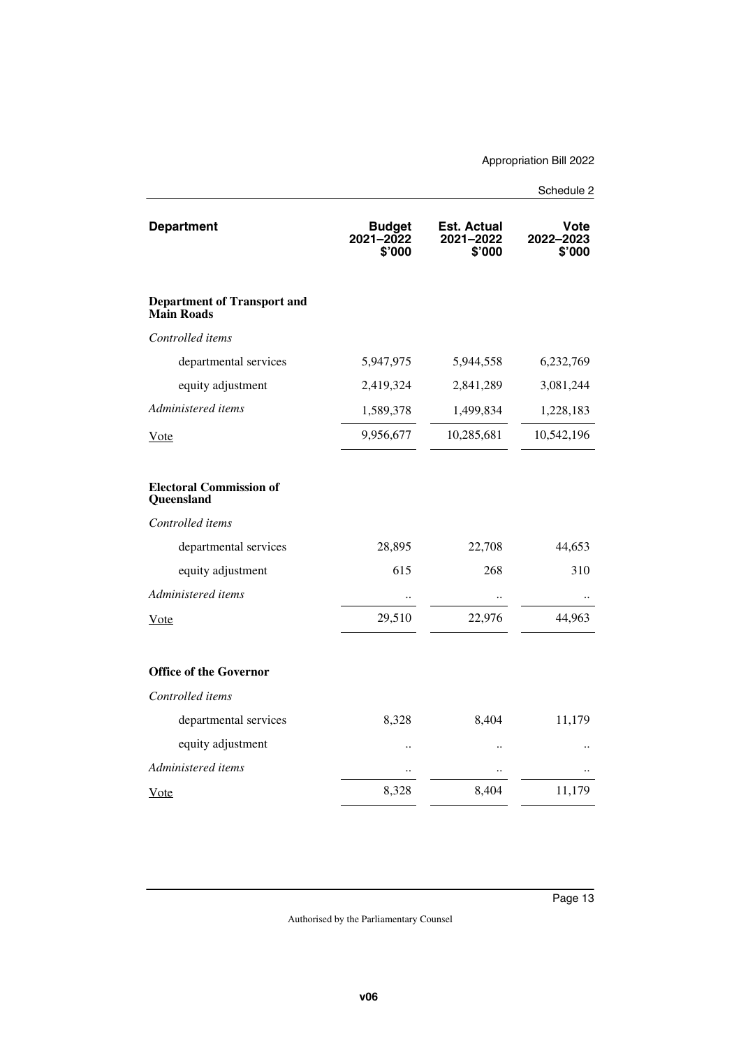| Department | Budget 2021–2022 $'000 | Est. Actual 2021–2022 $'000 | Vote 2022–2023 $'000 |
|---|---|---|---|
| **Department of Transport and Main Roads** | | | |
| *Controlled items* | | | |
| departmental services | 5,947,975 | 5,944,558 | 6,232,769 |
| equity adjustment | 2,419,324 | 2,841,289 | 3,081,244 |
| *Administered items* | 1,589,378 | 1,499,834 | 1,228,183 |
| Vote | 9,956,677 | 10,285,681 | 10,542,196 |
| **Electoral Commission of Queensland** | | | |
| *Controlled items* | | | |
| departmental services | 28,895 | 22,708 | 44,653 |
| equity adjustment | 615 | 268 | 310 |
| *Administered items* | .. | .. | .. |
| Vote | 29,510 | 22,976 | 44,963 |
| **Office of the Governor** | | | |
| *Controlled items* | | | |
| departmental services | 8,328 | 8,404 | 11,179 |
| equity adjustment | .. | .. | .. |
| *Administered items* | .. | .. | .. |
| Vote | 8,328 | 8,404 | 11,179 |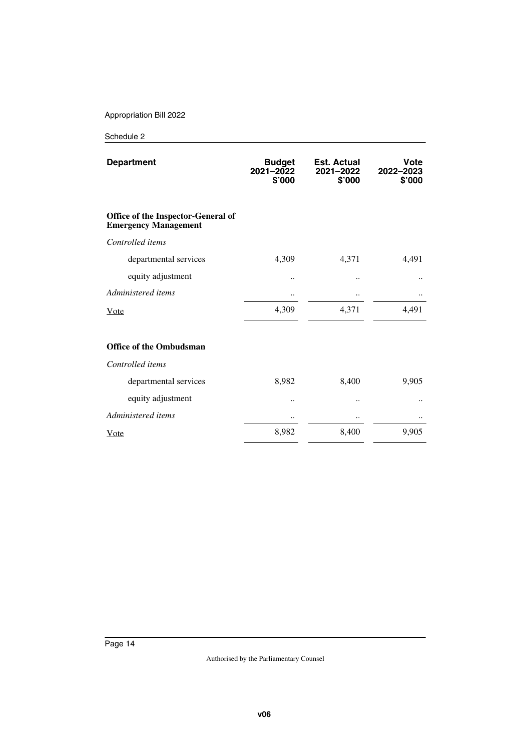| Department | Budget 2021–2022 $'000 | Est. Actual 2021–2022 $'000 | Vote 2022–2023 $'000 |
|---|---|---|---|
| **Office of the Inspector-General of Emergency Management** | | | |
| *Controlled items* | | | |
| departmental services | 4,309 | 4,371 | 4,491 |
| equity adjustment | .. | .. | .. |
| *Administered items* | .. | .. | .. |
| Vote | 4,309 | 4,371 | 4,491 |
| **Office of the Ombudsman** | | | |
| *Controlled items* | | | |
| departmental services | 8,982 | 8,400 | 9,905 |
| equity adjustment | .. | .. | .. |
| *Administered items* | .. | .. | .. |
| Vote | 8,982 | 8,400 | 9,905 |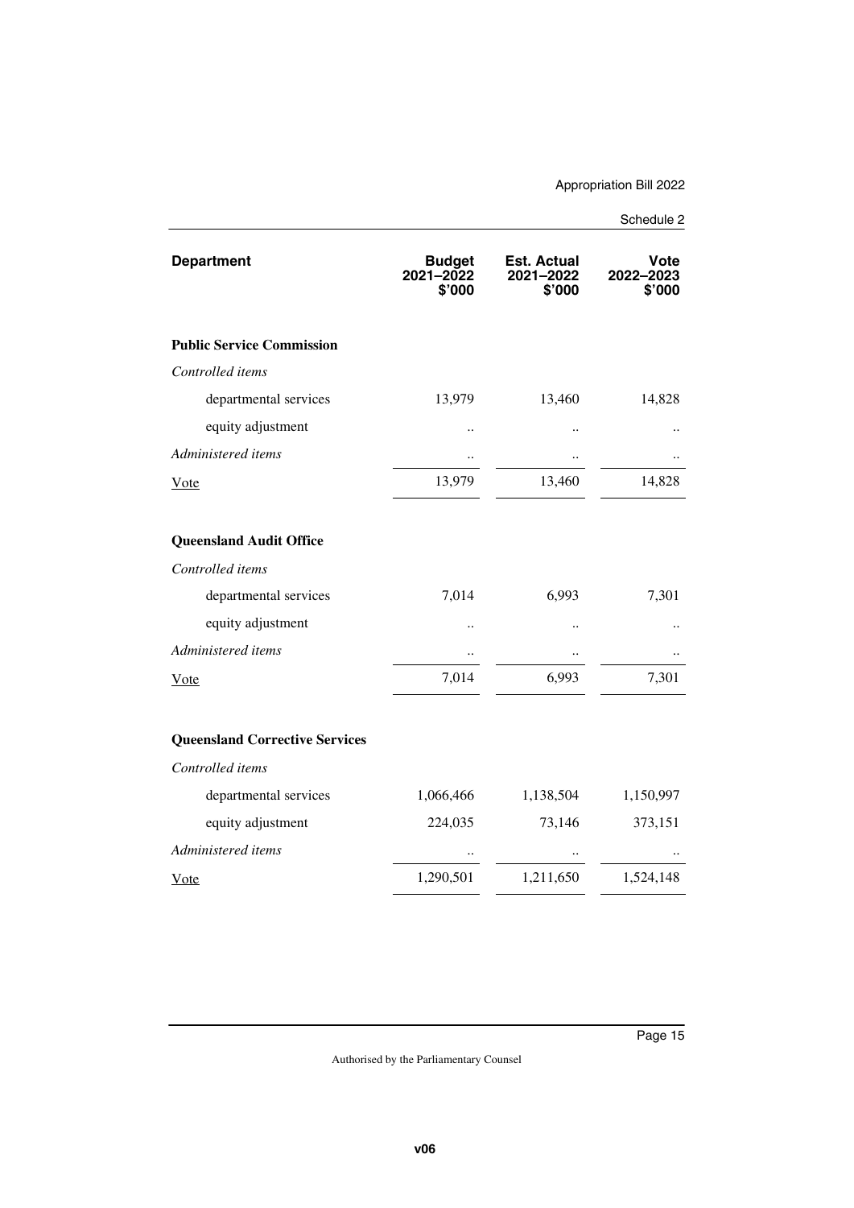| Department | Budget 2021–2022 $'000 | Est. Actual 2021–2022 $'000 | Vote 2022–2023 $'000 |
|---|---|---|---|
| **Public Service Commission** | | | |
| *Controlled items* | | | |
| departmental services | 13,979 | 13,460 | 14,828 |
| equity adjustment | .. | .. | .. |
| *Administered items* | .. | .. | .. |
| Vote | 13,979 | 13,460 | 14,828 |
| **Queensland Audit Office** | | | |
| *Controlled items* | | | |
| departmental services | 7,014 | 6,993 | 7,301 |
| equity adjustment | .. | .. | .. |
| *Administered items* | .. | .. | .. |
| Vote | 7,014 | 6,993 | 7,301 |
| **Queensland Corrective Services** | | | |
| *Controlled items* | | | |
| departmental services | 1,066,466 | 1,138,504 | 1,150,997 |
| equity adjustment | 224,035 | 73,146 | 373,151 |
| *Administered items* | .. | .. | .. |
| Vote | 1,290,501 | 1,211,650 | 1,524,148 |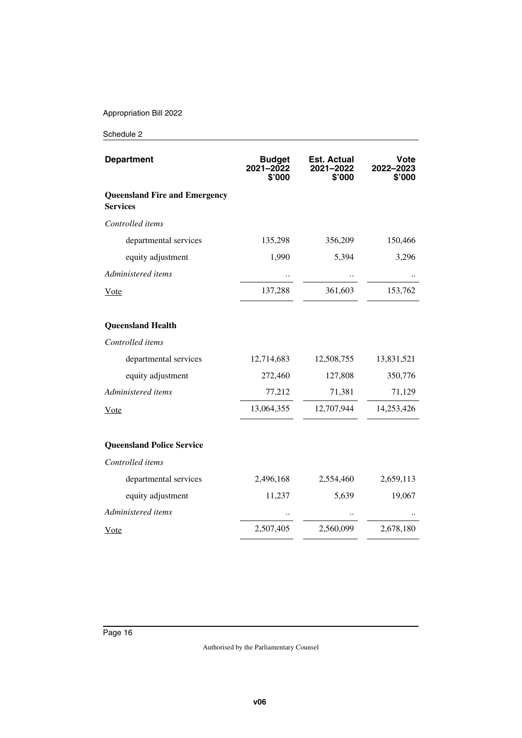| Department | Budget 2021–2022 $'000 | Est. Actual 2021–2022 $'000 | Vote 2022–2023 $'000 |
|---|---|---|---|
| **Queensland Fire and Emergency Services** | | | |
| *Controlled items* | | | |
| departmental services | 135,298 | 356,209 | 150,466 |
| equity adjustment | 1,990 | 5,394 | 3,296 |
| *Administered items* | .. | .. | .. |
| Vote | 137,288 | 361,603 | 153,762 |
| **Queensland Health** | | | |
| *Controlled items* | | | |
| departmental services | 12,714,683 | 12,508,755 | 13,831,521 |
| equity adjustment | 272,460 | 127,808 | 350,776 |
| *Administered items* | 77,212 | 71,381 | 71,129 |
| Vote | 13,064,355 | 12,707,944 | 14,253,426 |
| **Queensland Police Service** | | | |
| *Controlled items* | | | |
| departmental services | 2,496,168 | 2,554,460 | 2,659,113 |
| equity adjustment | 11,237 | 5,639 | 19,067 |
| *Administered items* | .. | .. | .. |
| Vote | 2,507,405 | 2,560,099 | 2,678,180 |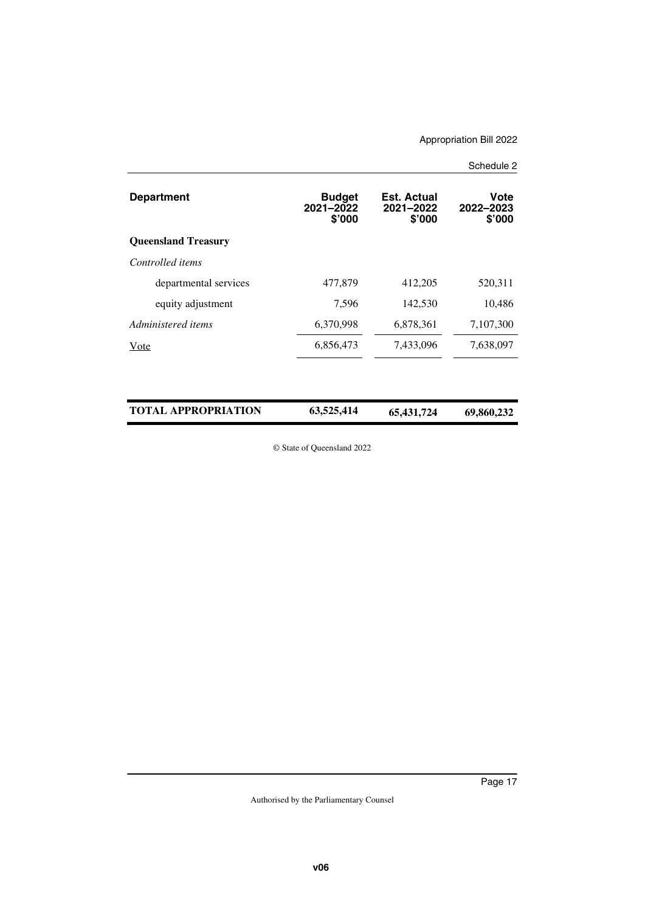| Department | Budget 2021–2022 $'000 | Est. Actual 2021–2022 $'000 | Vote 2022–2023 $'000 |
|---|---|---|---|
| **Queensland Treasury** | | | |
| *Controlled items* | | | |
| departmental services | 477,879 | 412,205 | 520,311 |
| equity adjustment | 7,596 | 142,530 | 10,486 |
| *Administered items* | 6,370,998 | 6,878,361 | 7,107,300 |
| Vote | 6,856,473 | 7,433,096 | 7,638,097 |
| **TOTAL APPROPRIATION** | **63,525,414** | **65,431,724** | **69,860,232** |

© State of Queensland 2022